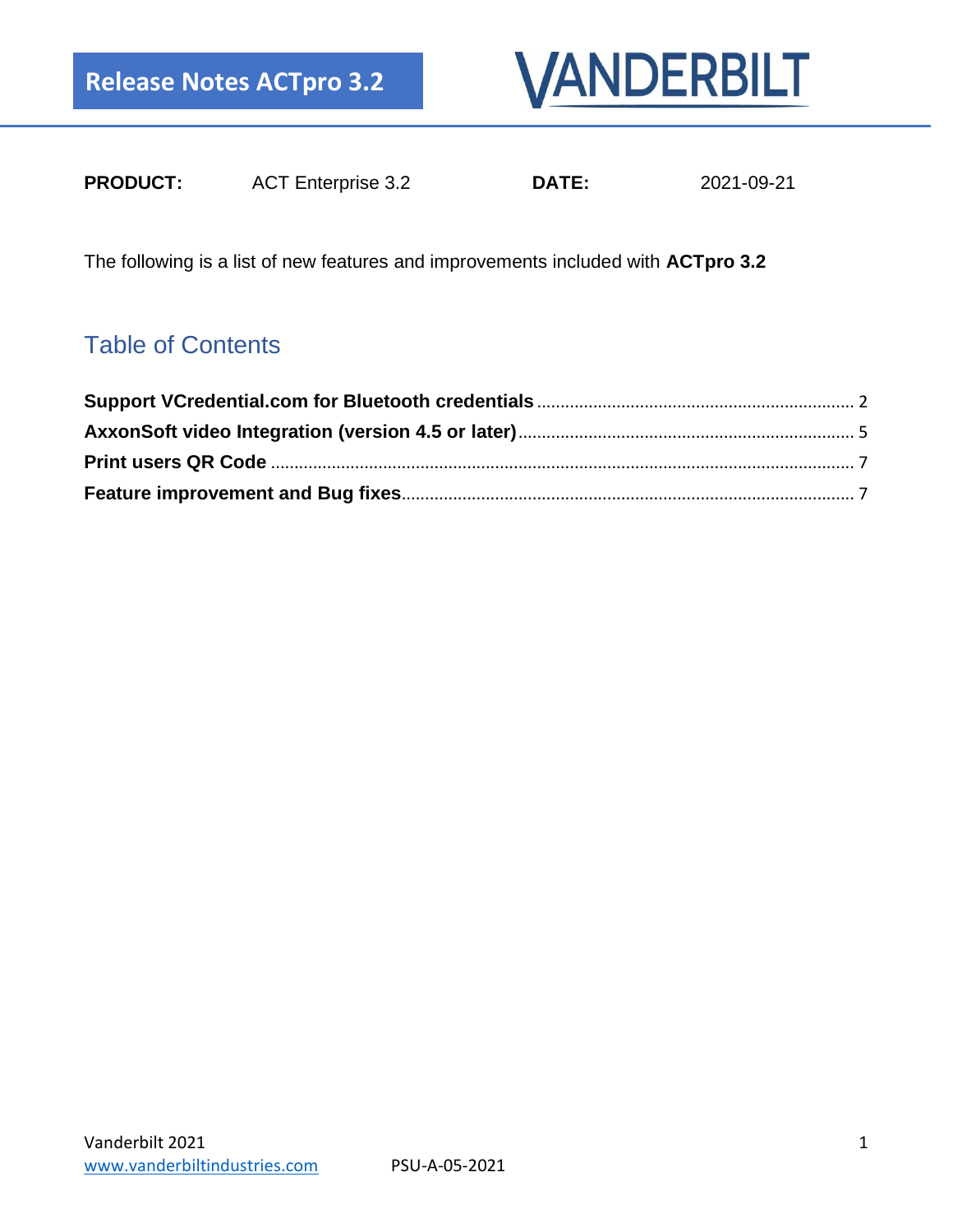# Release Notes ACTpro 3.2

VANDERBILT

| **PRODUCT:** | ACT Enterprise 3.2 | **DATE:** | 2021-09-21 |
|---|---|---|---|

The following is a list of new features and improvements included with **ACTpro 3.2**

## Table of Contents

**Support VCredential.com for Bluetooth credentials** ........ 2
**AxxonSoft video Integration (version 4.5 or later)** ........ 5
**Print users QR Code** ........ 7
**Feature improvement and Bug fixes** ........ 7

Vanderbilt 2021
www.vanderbiltindustries.com PSU-A-05-2021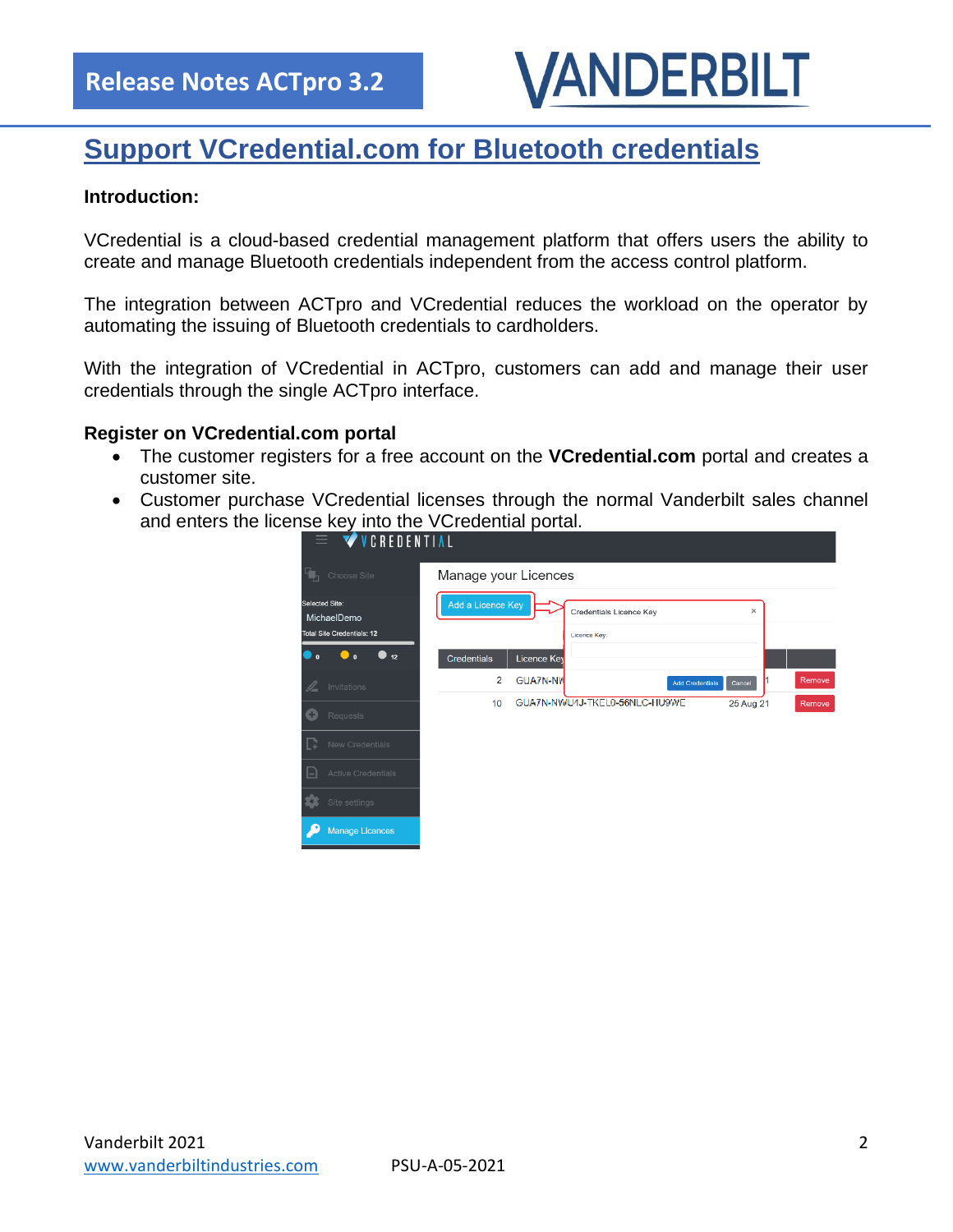## Support VCredential.com for Bluetooth credentials

**Introduction:**

VCredential is a cloud-based credential management platform that offers users the ability to create and manage Bluetooth credentials independent from the access control platform.

The integration between ACTpro and VCredential reduces the workload on the operator by automating the issuing of Bluetooth credentials to cardholders.

With the integration of VCredential in ACTpro, customers can add and manage their user credentials through the single ACTpro interface.

**Register on VCredential.com portal**

- The customer registers for a free account on the **VCredential.com** portal and creates a customer site.
- Customer purchase VCredential licenses through the normal Vanderbilt sales channel and enters the license key into the VCredential portal.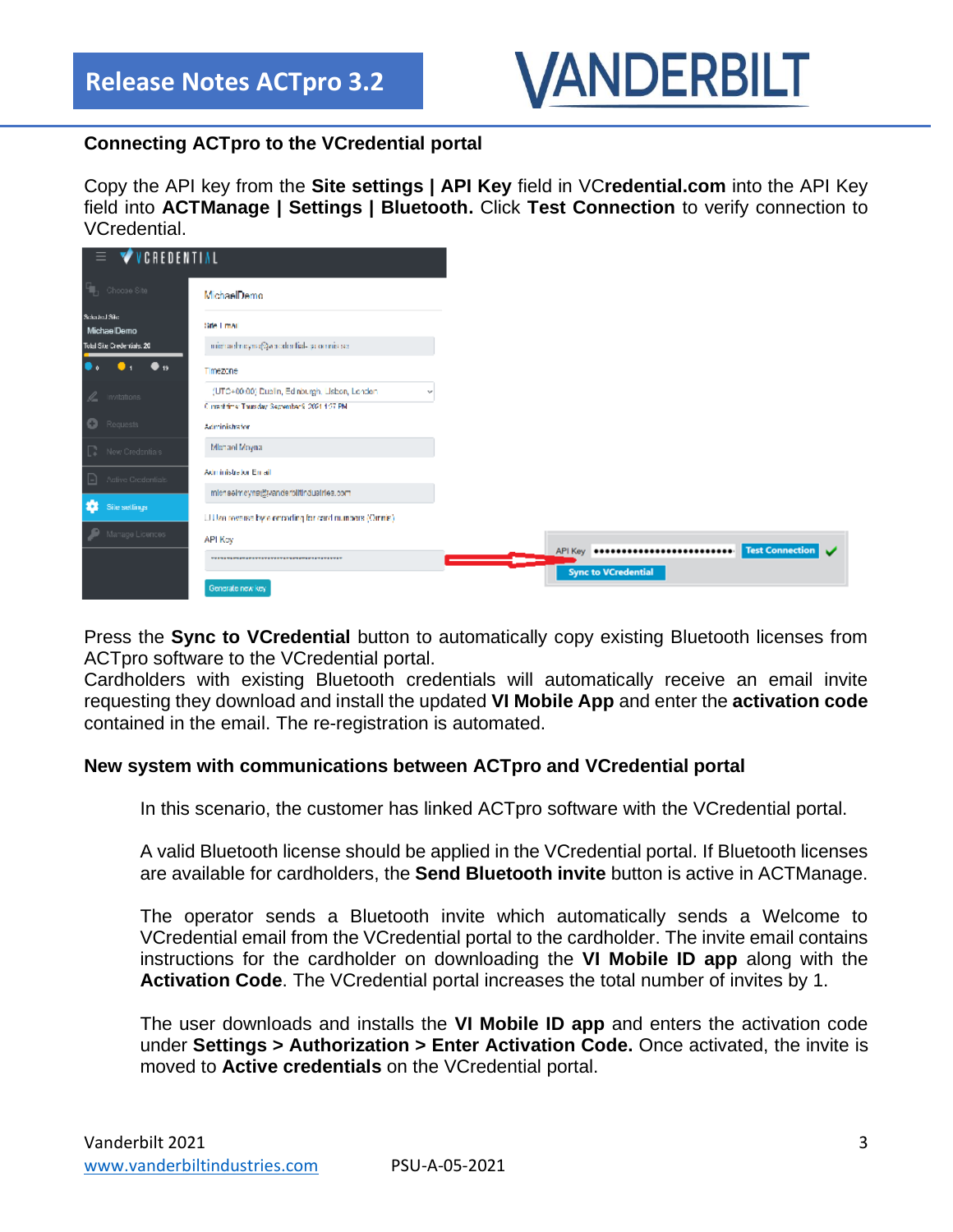**Connecting ACTpro to the VCredential portal**

Copy the API key from the **Site settings | API Key** field in VC**redential.com** into the API Key field into **ACTManage | Settings | Bluetooth.** Click **Test Connection** to verify connection to VCredential.

Press the **Sync to VCredential** button to automatically copy existing Bluetooth licenses from ACTpro software to the VCredential portal.
Cardholders with existing Bluetooth credentials will automatically receive an email invite requesting they download and install the updated **VI Mobile App** and enter the **activation code** contained in the email. The re-registration is automated.

**New system with communications between ACTpro and VCredential portal**

In this scenario, the customer has linked ACTpro software with the VCredential portal.

A valid Bluetooth license should be applied in the VCredential portal. If Bluetooth licenses are available for cardholders, the **Send Bluetooth invite** button is active in ACTManage.

The operator sends a Bluetooth invite which automatically sends a Welcome to VCredential email from the VCredential portal to the cardholder. The invite email contains instructions for the cardholder on downloading the **VI Mobile ID app** along with the **Activation Code**. The VCredential portal increases the total number of invites by 1.

The user downloads and installs the **VI Mobile ID app** and enters the activation code under **Settings > Authorization > Enter Activation Code.** Once activated, the invite is moved to **Active credentials** on the VCredential portal.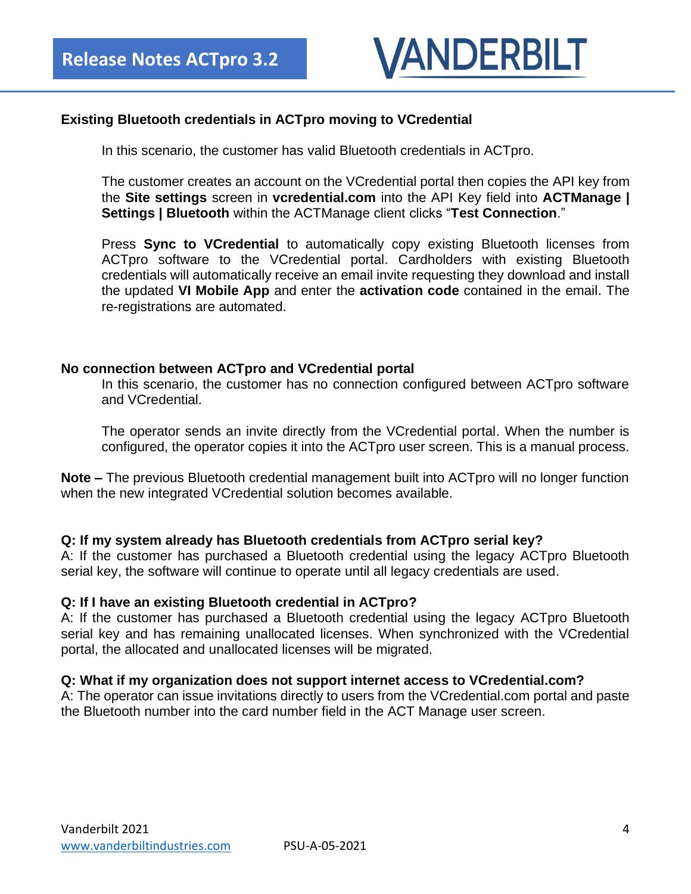### Existing Bluetooth credentials in ACTpro moving to VCredential

In this scenario, the customer has valid Bluetooth credentials in ACTpro.

The customer creates an account on the VCredential portal then copies the API key from the **Site settings** screen in **vcredential.com** into the API Key field into **ACTManage | Settings | Bluetooth** within the ACTManage client clicks "**Test Connection**."

Press **Sync to VCredential** to automatically copy existing Bluetooth licenses from ACTpro software to the VCredential portal. Cardholders with existing Bluetooth credentials will automatically receive an email invite requesting they download and install the updated **VI Mobile App** and enter the **activation code** contained in the email. The re-registrations are automated.

### No connection between ACTpro and VCredential portal

In this scenario, the customer has no connection configured between ACTpro software and VCredential.

The operator sends an invite directly from the VCredential portal. When the number is configured, the operator copies it into the ACTpro user screen. This is a manual process.

**Note –** The previous Bluetooth credential management built into ACTpro will no longer function when the new integrated VCredential solution becomes available.

**Q: If my system already has Bluetooth credentials from ACTpro serial key?**
A: If the customer has purchased a Bluetooth credential using the legacy ACTpro Bluetooth serial key, the software will continue to operate until all legacy credentials are used.

**Q: If I have an existing Bluetooth credential in ACTpro?**
A: If the customer has purchased a Bluetooth credential using the legacy ACTpro Bluetooth serial key and has remaining unallocated licenses. When synchronized with the VCredential portal, the allocated and unallocated licenses will be migrated.

**Q: What if my organization does not support internet access to VCredential.com?**
A: The operator can issue invitations directly to users from the VCredential.com portal and paste the Bluetooth number into the card number field in the ACT Manage user screen.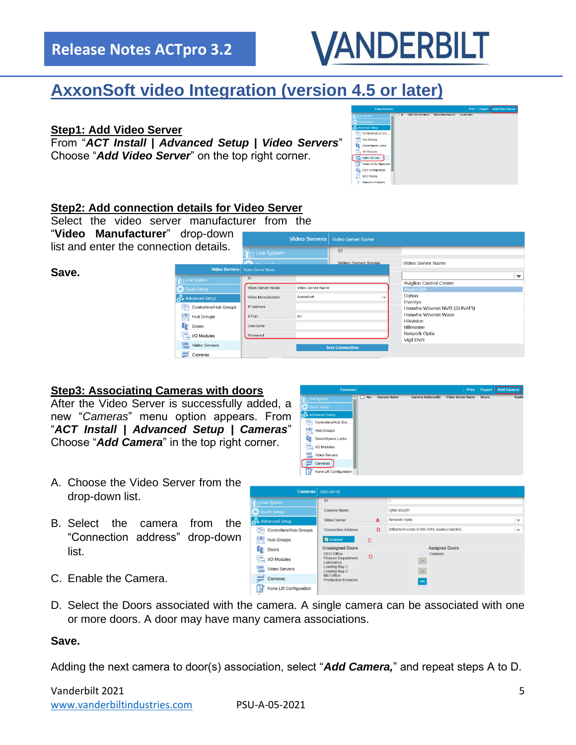# AxxonSoft video Integration (version 4.5 or later)

**Step1: Add Video Server**

From "***ACT Install | Advanced Setup | Video Servers***"
Choose "***Add Video Server***" on the top right corner.

**Step2: Add connection details for Video Server**

Select the video server manufacturer from the "**Video Manufacturer**" drop-down list and enter the connection details.

**Save.**

**Step3: Associating Cameras with doors**

After the Video Server is successfully added, a new "*Cameras*" menu option appears. From "***ACT Install | Advanced Setup | Cameras***" Choose "***Add Camera***" in the top right corner.

A. Choose the Video Server from the drop-down list.

B. Select the camera from the "Connection address" drop-down list.

C. Enable the Camera.

D. Select the Doors associated with the camera. A single camera can be associated with one or more doors. A door may have many camera associations.

**Save.**

Adding the next camera to door(s) association, select "***Add Camera,***" and repeat steps A to D.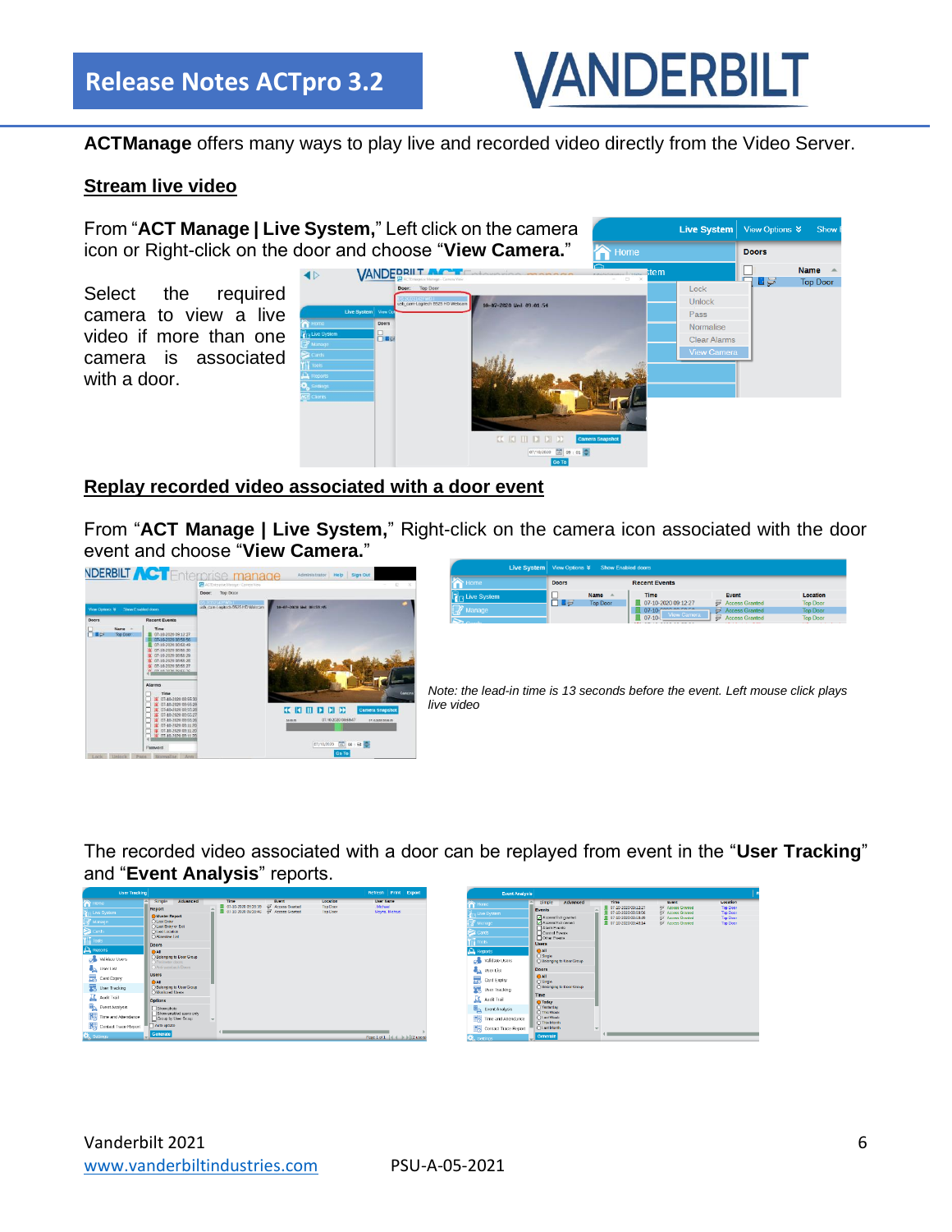ACTManage offers many ways to play live and recorded video directly from the Video Server.

## Stream live video

From "**ACT Manage | Live System,**" Left click on the camera icon or Right-click on the door and choose "**View Camera.**"

Select the required camera to view a live video if more than one camera is associated with a door.

## Replay recorded video associated with a door event

From "**ACT Manage | Live System,**" Right-click on the camera icon associated with the door event and choose "**View Camera.**"

*Note: the lead-in time is 13 seconds before the event. Left mouse click plays live video*

The recorded video associated with a door can be replayed from event in the "**User Tracking**" and "**Event Analysis**" reports.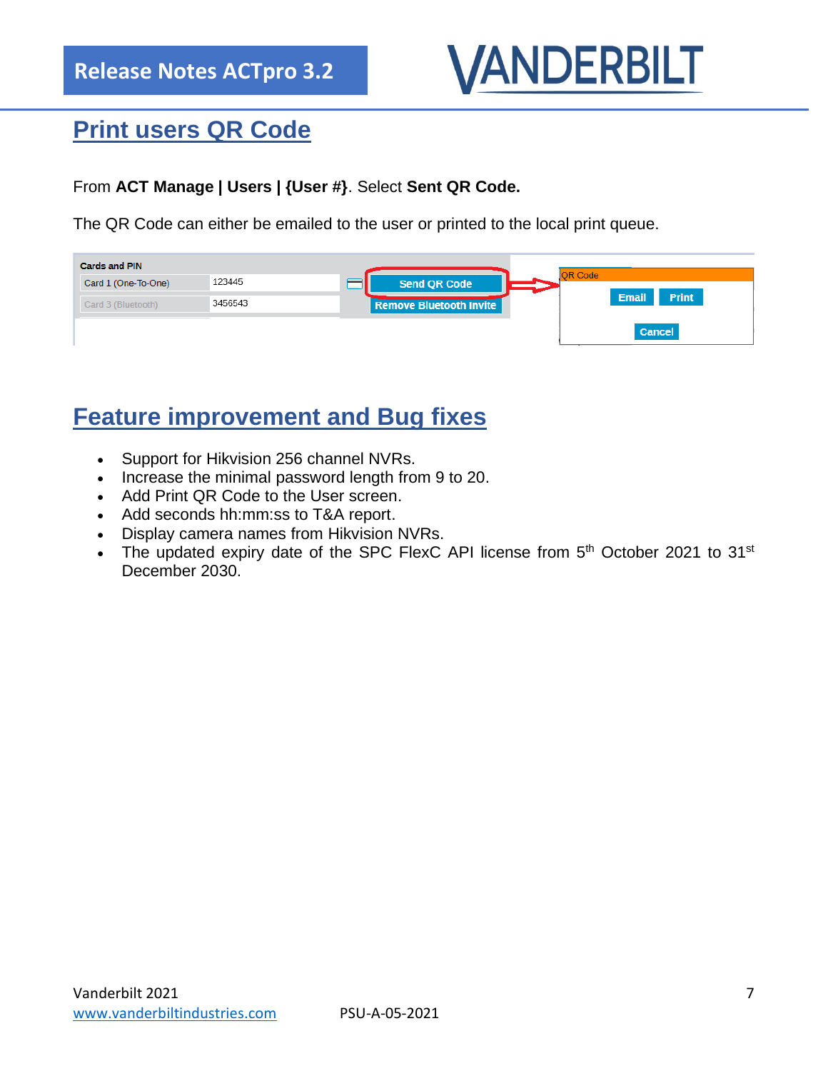## Print users QR Code

From **ACT Manage | Users | {User #}**. Select **Sent QR Code.**

The QR Code can either be emailed to the user or printed to the local print queue.

Cards and PIN

Card 1 (One-To-One) 123445

Card 3 (Bluetooth) 3456543

Send QR Code

Remove Bluetooth Invite

QR Code

Email Print

Cancel

## Feature improvement and Bug fixes

- Support for Hikvision 256 channel NVRs.
- Increase the minimal password length from 9 to 20.
- Add Print QR Code to the User screen.
- Add seconds hh:mm:ss to T&A report.
- Display camera names from Hikvision NVRs.
- The updated expiry date of the SPC FlexC API license from 5th October 2021 to 31st December 2030.